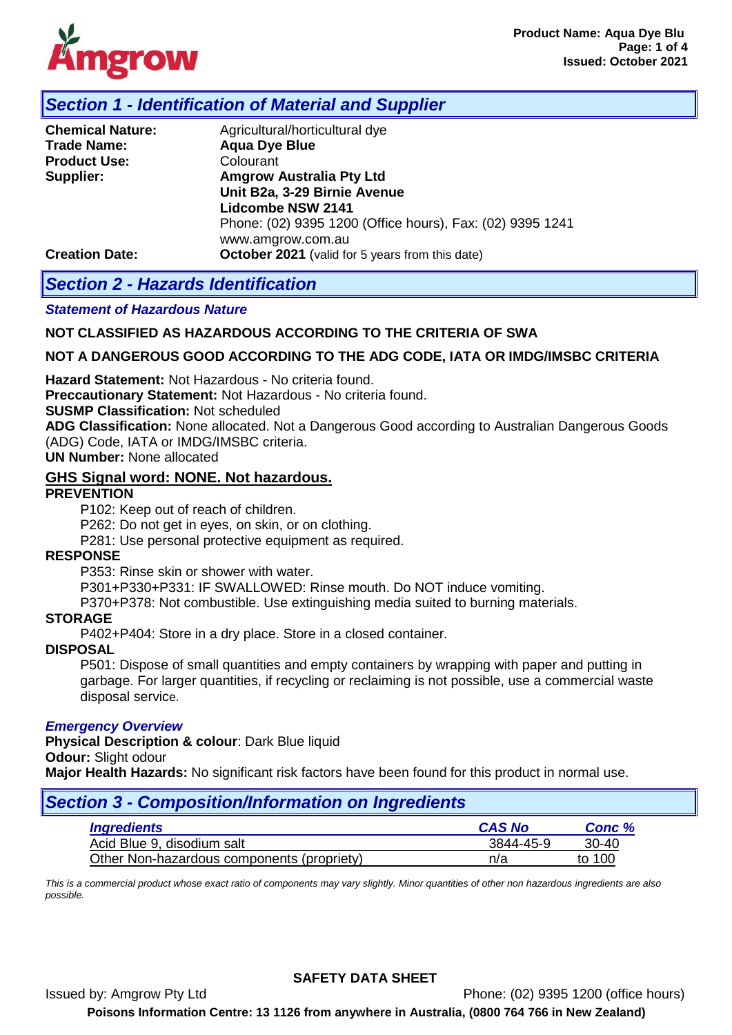## Section 1 - Identification of Material and Supplier

| | |
|---|---|
| **Chemical Nature:** | Agricultural/horticultural dye |
| **Trade Name:** | **Aqua Dye Blue** |
| **Product Use:** | Colourant |
| **Supplier:** | **Amgrow Australia Pty Ltd**<br>**Unit B2a, 3-29 Birnie Avenue**<br>**Lidcombe NSW 2141**<br>Phone: (02) 9395 1200 (Office hours), Fax: (02) 9395 1241<br>www.amgrow.com.au |
| **Creation Date:** | **October 2021** (valid for 5 years from this date) |

## Section 2 - Hazards Identification

### *Statement of Hazardous Nature*

**NOT CLASSIFIED AS HAZARDOUS ACCORDING TO THE CRITERIA OF SWA**

**NOT A DANGEROUS GOOD ACCORDING TO THE ADG CODE, IATA OR IMDG/IMSBC CRITERIA**

**Hazard Statement:** Not Hazardous - No criteria found.
**Preccautionary Statement:** Not Hazardous - No criteria found.
**SUSMP Classification:** Not scheduled
**ADG Classification:** None allocated. Not a Dangerous Good according to Australian Dangerous Goods (ADG) Code, IATA or IMDG/IMSBC criteria.
**UN Number:** None allocated

**GHS Signal word: NONE. Not hazardous.**

**PREVENTION**

P102: Keep out of reach of children.
P262: Do not get in eyes, on skin, or on clothing.
P281: Use personal protective equipment as required.

**RESPONSE**

P353: Rinse skin or shower with water.
P301+P330+P331: IF SWALLOWED: Rinse mouth. Do NOT induce vomiting.
P370+P378: Not combustible. Use extinguishing media suited to burning materials.

**STORAGE**

P402+P404: Store in a dry place. Store in a closed container.

**DISPOSAL**

P501: Dispose of small quantities and empty containers by wrapping with paper and putting in garbage. For larger quantities, if recycling or reclaiming is not possible, use a commercial waste disposal service.

### *Emergency Overview*

**Physical Description & colour**: Dark Blue liquid
**Odour:** Slight odour
**Major Health Hazards:** No significant risk factors have been found for this product in normal use.

## Section 3 - Composition/Information on Ingredients

| *Ingredients* | *CAS No* | *Conc %* |
|---|---|---|
| Acid Blue 9, disodium salt | 3844-45-9 | 30-40 |
| Other Non-hazardous components (propriety) | n/a | to 100 |

*This is a commercial product whose exact ratio of components may vary slightly. Minor quantities of other non hazardous ingredients are also possible.*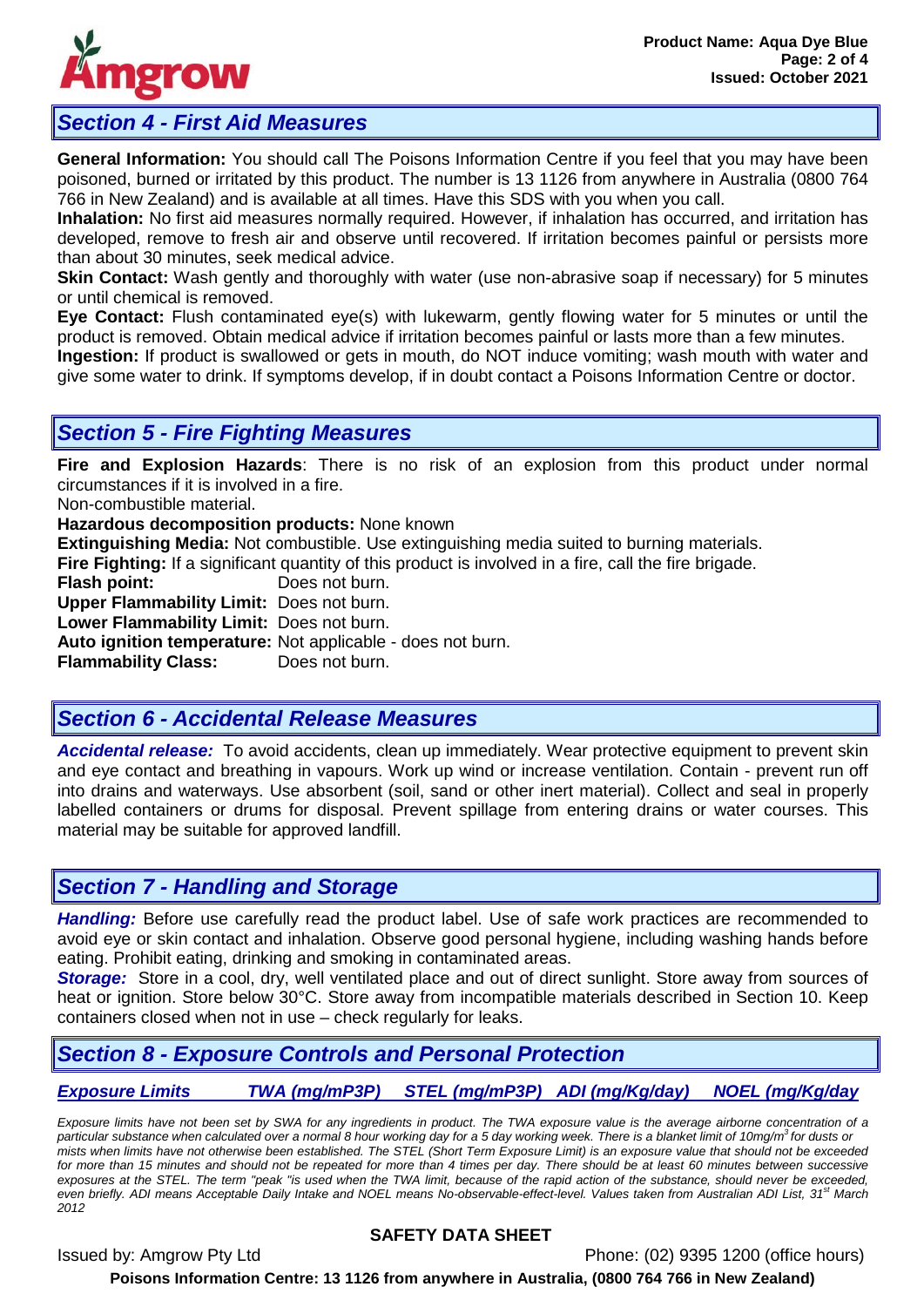## Section 4 - First Aid Measures

**General Information:** You should call The Poisons Information Centre if you feel that you may have been poisoned, burned or irritated by this product. The number is 13 1126 from anywhere in Australia (0800 764 766 in New Zealand) and is available at all times. Have this SDS with you when you call.

**Inhalation:** No first aid measures normally required. However, if inhalation has occurred, and irritation has developed, remove to fresh air and observe until recovered. If irritation becomes painful or persists more than about 30 minutes, seek medical advice.

**Skin Contact:** Wash gently and thoroughly with water (use non-abrasive soap if necessary) for 5 minutes or until chemical is removed.

**Eye Contact:** Flush contaminated eye(s) with lukewarm, gently flowing water for 5 minutes or until the product is removed. Obtain medical advice if irritation becomes painful or lasts more than a few minutes.

**Ingestion:** If product is swallowed or gets in mouth, do NOT induce vomiting; wash mouth with water and give some water to drink. If symptoms develop, if in doubt contact a Poisons Information Centre or doctor.

## Section 5 - Fire Fighting Measures

**Fire and Explosion Hazards**: There is no risk of an explosion from this product under normal circumstances if it is involved in a fire.

Non-combustible material.

**Hazardous decomposition products:** None known

**Extinguishing Media:** Not combustible. Use extinguishing media suited to burning materials.

**Fire Fighting:** If a significant quantity of this product is involved in a fire, call the fire brigade.

**Flash point:** Does not burn.

**Upper Flammability Limit:** Does not burn.

**Lower Flammability Limit:** Does not burn.

**Auto ignition temperature:** Not applicable - does not burn.

**Flammability Class:** Does not burn.

## Section 6 - Accidental Release Measures

***Accidental release:*** To avoid accidents, clean up immediately. Wear protective equipment to prevent skin and eye contact and breathing in vapours. Work up wind or increase ventilation. Contain - prevent run off into drains and waterways. Use absorbent (soil, sand or other inert material). Collect and seal in properly labelled containers or drums for disposal. Prevent spillage from entering drains or water courses. This material may be suitable for approved landfill.

## Section 7 - Handling and Storage

***Handling:*** Before use carefully read the product label. Use of safe work practices are recommended to avoid eye or skin contact and inhalation. Observe good personal hygiene, including washing hands before eating. Prohibit eating, drinking and smoking in contaminated areas.

***Storage:*** Store in a cool, dry, well ventilated place and out of direct sunlight. Store away from sources of heat or ignition. Store below 30°C. Store away from incompatible materials described in Section 10. Keep containers closed when not in use – check regularly for leaks.

## Section 8 - Exposure Controls and Personal Protection

| *Exposure Limits* | *TWA (mg/mP3P)* | *STEL (mg/mP3P)* | *ADI (mg/Kg/day)* | *NOEL (mg/Kg/day* |
|---|---|---|---|---|

*Exposure limits have not been set by SWA for any ingredients in product. The TWA exposure value is the average airborne concentration of a particular substance when calculated over a normal 8 hour working day for a 5 day working week. There is a blanket limit of 10mg/m$^3$ for dusts or mists when limits have not otherwise been established. The STEL (Short Term Exposure Limit) is an exposure value that should not be exceeded for more than 15 minutes and should not be repeated for more than 4 times per day. There should be at least 60 minutes between successive exposures at the STEL. The term "peak "is used when the TWA limit, because of the rapid action of the substance, should never be exceeded, even briefly. ADI means Acceptable Daily Intake and NOEL means No-observable-effect-level. Values taken from Australian ADI List, 31st March 2012*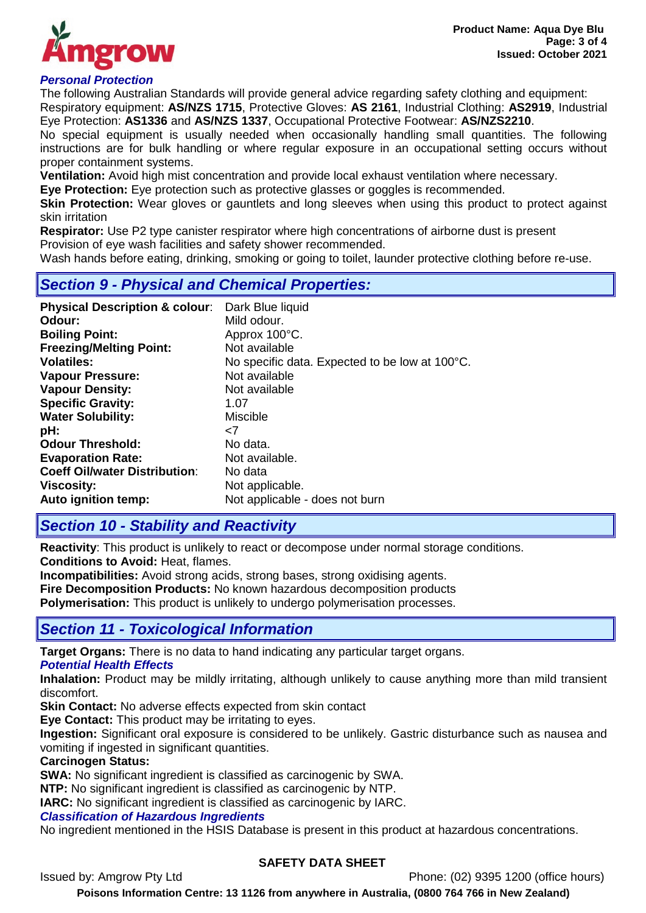### *Personal Protection*

The following Australian Standards will provide general advice regarding safety clothing and equipment: Respiratory equipment: **AS/NZS 1715**, Protective Gloves: **AS 2161**, Industrial Clothing: **AS2919**, Industrial Eye Protection: **AS1336** and **AS/NZS 1337**, Occupational Protective Footwear: **AS/NZS2210**.

No special equipment is usually needed when occasionally handling small quantities. The following instructions are for bulk handling or where regular exposure in an occupational setting occurs without proper containment systems.

**Ventilation:** Avoid high mist concentration and provide local exhaust ventilation where necessary.

**Eye Protection:** Eye protection such as protective glasses or goggles is recommended.

**Skin Protection:** Wear gloves or gauntlets and long sleeves when using this product to protect against skin irritation

**Respirator:** Use P2 type canister respirator where high concentrations of airborne dust is present

Provision of eye wash facilities and safety shower recommended.

Wash hands before eating, drinking, smoking or going to toilet, launder protective clothing before re-use.

## *Section 9 - Physical and Chemical Properties:*

| | |
|---|---|
| **Physical Description & colour**: | Dark Blue liquid |
| **Odour:** | Mild odour. |
| **Boiling Point:** | Approx 100°C. |
| **Freezing/Melting Point:** | Not available |
| **Volatiles:** | No specific data. Expected to be low at 100°C. |
| **Vapour Pressure:** | Not available |
| **Vapour Density:** | Not available |
| **Specific Gravity:** | 1.07 |
| **Water Solubility:** | Miscible |
| **pH:** | <7 |
| **Odour Threshold:** | No data. |
| **Evaporation Rate:** | Not available. |
| **Coeff Oil/water Distribution**: | No data |
| **Viscosity:** | Not applicable. |
| **Auto ignition temp:** | Not applicable - does not burn |

## *Section 10 - Stability and Reactivity*

**Reactivity**: This product is unlikely to react or decompose under normal storage conditions.

**Conditions to Avoid:** Heat, flames.

**Incompatibilities:** Avoid strong acids, strong bases, strong oxidising agents.

**Fire Decomposition Products:** No known hazardous decomposition products

**Polymerisation:** This product is unlikely to undergo polymerisation processes.

## *Section 11 - Toxicological Information*

**Target Organs:** There is no data to hand indicating any particular target organs.

### *Potential Health Effects*

**Inhalation:** Product may be mildly irritating, although unlikely to cause anything more than mild transient discomfort.

**Skin Contact:** No adverse effects expected from skin contact

**Eye Contact:** This product may be irritating to eyes.

**Ingestion:** Significant oral exposure is considered to be unlikely. Gastric disturbance such as nausea and vomiting if ingested in significant quantities.

**Carcinogen Status:**

**SWA:** No significant ingredient is classified as carcinogenic by SWA.

**NTP:** No significant ingredient is classified as carcinogenic by NTP.

**IARC:** No significant ingredient is classified as carcinogenic by IARC.

### *Classification of Hazardous Ingredients*

No ingredient mentioned in the HSIS Database is present in this product at hazardous concentrations.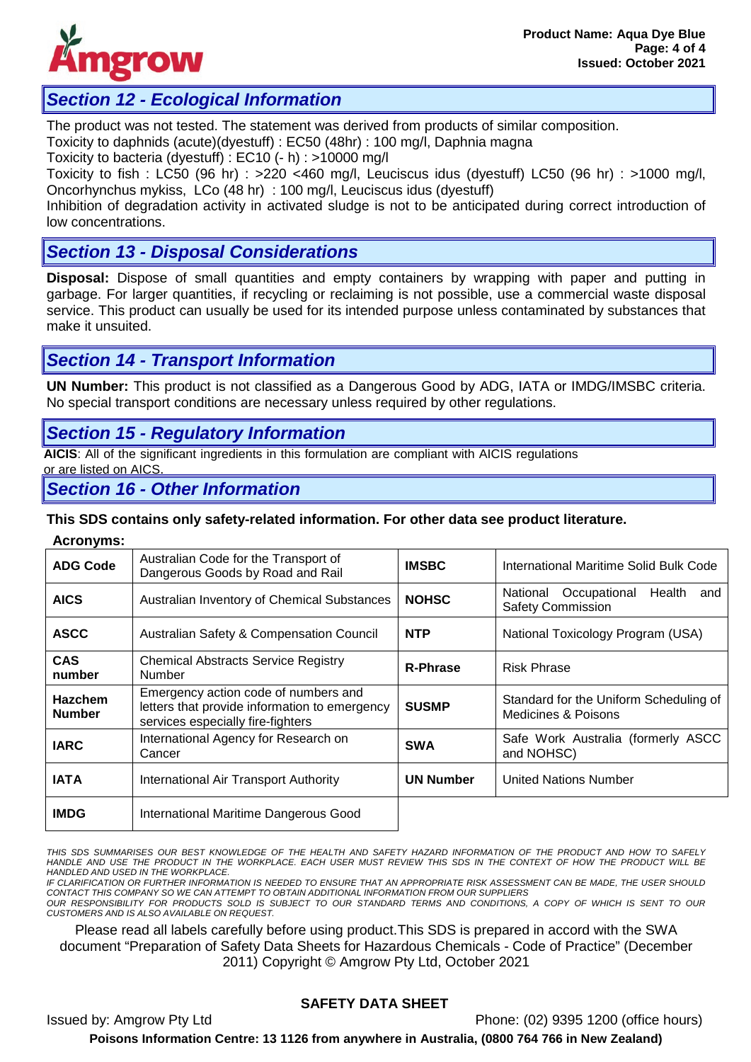## Section 12 - Ecological Information

The product was not tested. The statement was derived from products of similar composition.
Toxicity to daphnids (acute)(dyestuff) : EC50 (48hr) : 100 mg/l, Daphnia magna
Toxicity to bacteria (dyestuff) : EC10 (- h) : >10000 mg/l
Toxicity to fish : LC50 (96 hr) : >220 <460 mg/l, Leuciscus idus (dyestuff) LC50 (96 hr) : >1000 mg/l, Oncorhynchus mykiss, LCo (48 hr) : 100 mg/l, Leuciscus idus (dyestuff)
Inhibition of degradation activity in activated sludge is not to be anticipated during correct introduction of low concentrations.

## Section 13 - Disposal Considerations

**Disposal:** Dispose of small quantities and empty containers by wrapping with paper and putting in garbage. For larger quantities, if recycling or reclaiming is not possible, use a commercial waste disposal service. This product can usually be used for its intended purpose unless contaminated by substances that make it unsuited.

## Section 14 - Transport Information

**UN Number:** This product is not classified as a Dangerous Good by ADG, IATA or IMDG/IMSBC criteria. No special transport conditions are necessary unless required by other regulations.

## Section 15 - Regulatory Information

**AICIS**: All of the significant ingredients in this formulation are compliant with AICIS regulations or are listed on AICS.

## Section 16 - Other Information

**This SDS contains only safety-related information. For other data see product literature.**

**Acronyms:**

| | | | |
|---|---|---|---|
| **ADG Code** | Australian Code for the Transport of Dangerous Goods by Road and Rail | **IMSBC** | International Maritime Solid Bulk Code |
| **AICS** | Australian Inventory of Chemical Substances | **NOHSC** | National Occupational Health and Safety Commission |
| **ASCC** | Australian Safety & Compensation Council | **NTP** | National Toxicology Program (USA) |
| **CAS number** | Chemical Abstracts Service Registry Number | **R-Phrase** | Risk Phrase |
| **Hazchem Number** | Emergency action code of numbers and letters that provide information to emergency services especially fire-fighters | **SUSMP** | Standard for the Uniform Scheduling of Medicines & Poisons |
| **IARC** | International Agency for Research on Cancer | **SWA** | Safe Work Australia (formerly ASCC and NOHSC) |
| **IATA** | International Air Transport Authority | **UN Number** | United Nations Number |
| **IMDG** | International Maritime Dangerous Good | | |

*THIS SDS SUMMARISES OUR BEST KNOWLEDGE OF THE HEALTH AND SAFETY HAZARD INFORMATION OF THE PRODUCT AND HOW TO SAFELY HANDLE AND USE THE PRODUCT IN THE WORKPLACE. EACH USER MUST REVIEW THIS SDS IN THE CONTEXT OF HOW THE PRODUCT WILL BE HANDLED AND USED IN THE WORKPLACE.*
*IF CLARIFICATION OR FURTHER INFORMATION IS NEEDED TO ENSURE THAT AN APPROPRIATE RISK ASSESSMENT CAN BE MADE, THE USER SHOULD CONTACT THIS COMPANY SO WE CAN ATTEMPT TO OBTAIN ADDITIONAL INFORMATION FROM OUR SUPPLIERS*
*OUR RESPONSIBILITY FOR PRODUCTS SOLD IS SUBJECT TO OUR STANDARD TERMS AND CONDITIONS, A COPY OF WHICH IS SENT TO OUR CUSTOMERS AND IS ALSO AVAILABLE ON REQUEST.*

Please read all labels carefully before using product.This SDS is prepared in accord with the SWA document "Preparation of Safety Data Sheets for Hazardous Chemicals - Code of Practice" (December 2011) Copyright © Amgrow Pty Ltd, October 2021